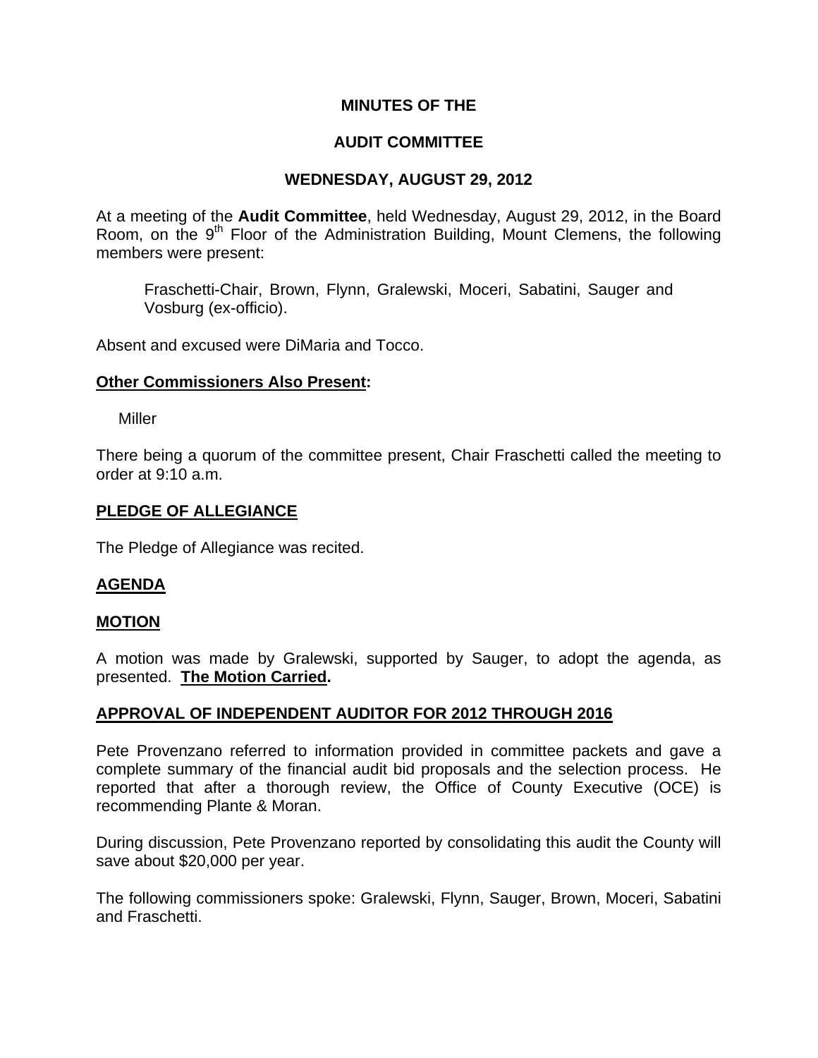# MINUTES OF THE

# AUDIT COMMITTEE

# WEDNESDAY, AUGUST 29, 2012

At a meeting of the **Audit Committee**, held Wednesday, August 29, 2012, in the Board Room, on the 9th Floor of the Administration Building, Mount Clemens, the following members were present:

> Fraschetti-Chair, Brown, Flynn, Gralewski, Moceri, Sabatini, Sauger and Vosburg (ex-officio).

Absent and excused were DiMaria and Tocco.

**Other Commissioners Also Present:**

Miller

There being a quorum of the committee present, Chair Fraschetti called the meeting to order at 9:10 a.m.

**PLEDGE OF ALLEGIANCE**

The Pledge of Allegiance was recited.

**AGENDA**

**MOTION**

A motion was made by Gralewski, supported by Sauger, to adopt the agenda, as presented. **The Motion Carried.**

**APPROVAL OF INDEPENDENT AUDITOR FOR 2012 THROUGH 2016**

Pete Provenzano referred to information provided in committee packets and gave a complete summary of the financial audit bid proposals and the selection process. He reported that after a thorough review, the Office of County Executive (OCE) is recommending Plante & Moran.

During discussion, Pete Provenzano reported by consolidating this audit the County will save about $20,000 per year.

The following commissioners spoke: Gralewski, Flynn, Sauger, Brown, Moceri, Sabatini and Fraschetti.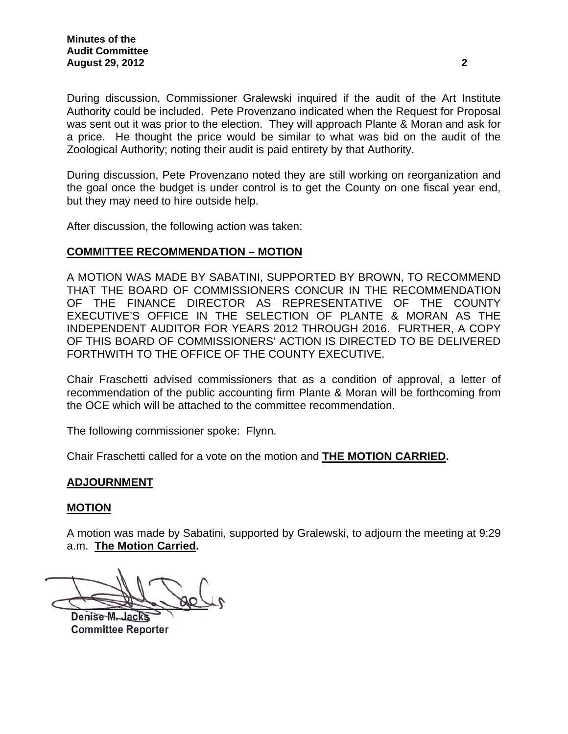During discussion, Commissioner Gralewski inquired if the audit of the Art Institute Authority could be included. Pete Provenzano indicated when the Request for Proposal was sent out it was prior to the election. They will approach Plante & Moran and ask for a price. He thought the price would be similar to what was bid on the audit of the Zoological Authority; noting their audit is paid entirety by that Authority.

During discussion, Pete Provenzano noted they are still working on reorganization and the goal once the budget is under control is to get the County on one fiscal year end, but they may need to hire outside help.

After discussion, the following action was taken:

**COMMITTEE RECOMMENDATION – MOTION**

A MOTION WAS MADE BY SABATINI, SUPPORTED BY BROWN, TO RECOMMEND THAT THE BOARD OF COMMISSIONERS CONCUR IN THE RECOMMENDATION OF THE FINANCE DIRECTOR AS REPRESENTATIVE OF THE COUNTY EXECUTIVE'S OFFICE IN THE SELECTION OF PLANTE & MORAN AS THE INDEPENDENT AUDITOR FOR YEARS 2012 THROUGH 2016. FURTHER, A COPY OF THIS BOARD OF COMMISSIONERS' ACTION IS DIRECTED TO BE DELIVERED FORTHWITH TO THE OFFICE OF THE COUNTY EXECUTIVE.

Chair Fraschetti advised commissioners that as a condition of approval, a letter of recommendation of the public accounting firm Plante & Moran will be forthcoming from the OCE which will be attached to the committee recommendation.

The following commissioner spoke: Flynn.

Chair Fraschetti called for a vote on the motion and **THE MOTION CARRIED.**

**ADJOURNMENT**

**MOTION**

A motion was made by Sabatini, supported by Gralewski, to adjourn the meeting at 9:29 a.m. **The Motion Carried.**

Denise M. Jacks
Committee Reporter